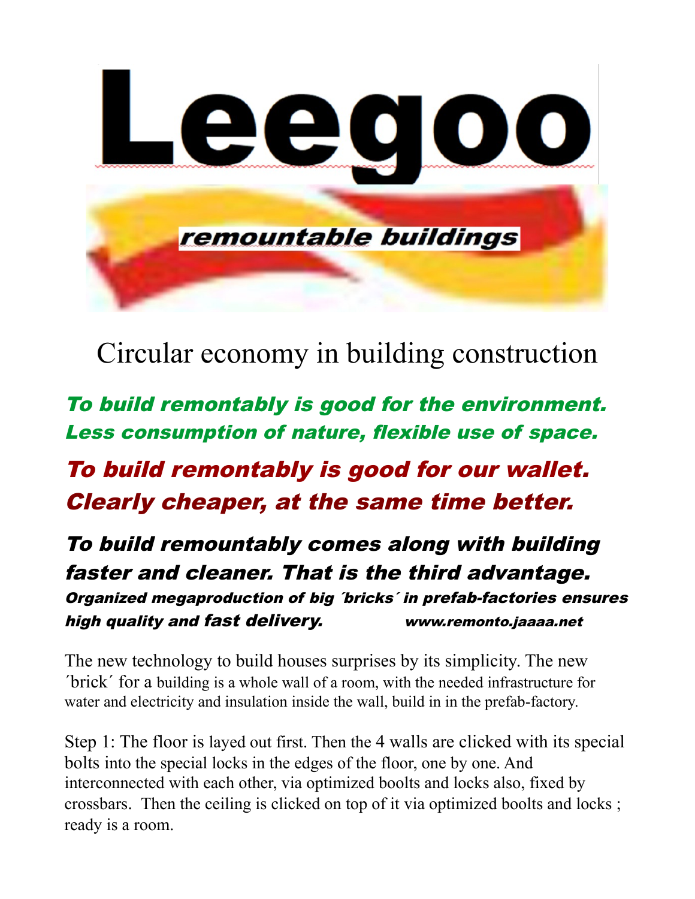# Leegoo

***remountable buildings***

## Circular economy in building construction

***To build remontably is good for the environment. Less consumption of nature, flexible use of space.***

***To build remontably is good for our wallet. Clearly cheaper, at the same time better.***

***To build remountably comes along with building faster and cleaner. That is the third advantage.***

***Organized megaproduction of big ´bricks´ in prefab-factories ensures high quality and fast delivery.*** ***www.remonto.jaaaa.net***

The new technology to build houses surprises by its simplicity. The new ´brick´ for a building is a whole wall of a room, with the needed infrastructure for water and electricity and insulation inside the wall, build in in the prefab-factory.

Step 1: The floor is layed out first. Then the 4 walls are clicked with its special bolts into the special locks in the edges of the floor, one by one. And interconnected with each other, via optimized boolts and locks also, fixed by crossbars. Then the ceiling is clicked on top of it via optimized boolts and locks ; ready is a room.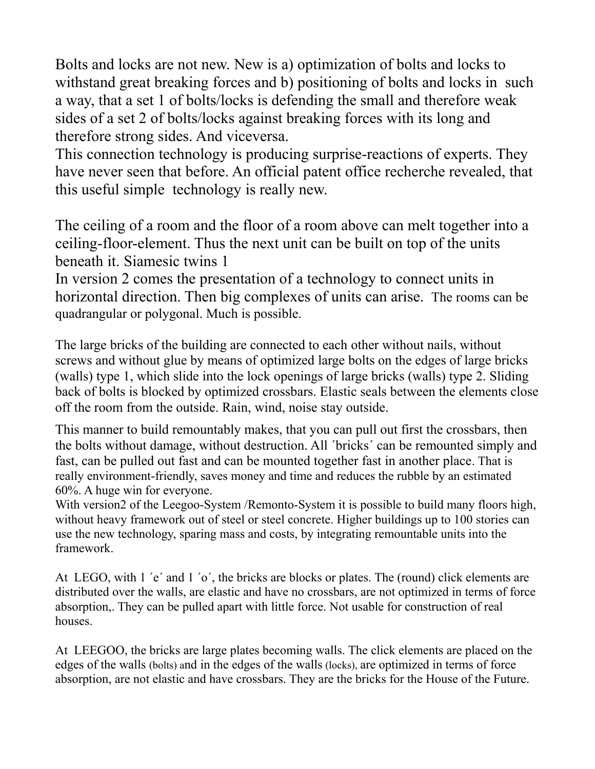Bolts and locks are not new. New is a) optimization of bolts and locks to withstand great breaking forces and b) positioning of bolts and locks in such a way, that a set 1 of bolts/locks is defending the small and therefore weak sides of a set 2 of bolts/locks against breaking forces with its long and therefore strong sides. And viceversa.
This connection technology is producing surprise-reactions of experts. They have never seen that before. An official patent office recherche revealed, that this useful simple technology is really new.

The ceiling of a room and the floor of a room above can melt together into a ceiling-floor-element. Thus the next unit can be built on top of the units beneath it. Siamesic twins 1
In version 2 comes the presentation of a technology to connect units in horizontal direction. Then big complexes of units can arise. The rooms can be quadrangular or polygonal. Much is possible.

The large bricks of the building are connected to each other without nails, without screws and without glue by means of optimized large bolts on the edges of large bricks (walls) type 1, which slide into the lock openings of large bricks (walls) type 2. Sliding back of bolts is blocked by optimized crossbars. Elastic seals between the elements close off the room from the outside. Rain, wind, noise stay outside.

This manner to build remountably makes, that you can pull out first the crossbars, then the bolts without damage, without destruction. All ´bricks´ can be remounted simply and fast, can be pulled out fast and can be mounted together fast in another place. That is really environment-friendly, saves money and time and reduces the rubble by an estimated 60%. A huge win for everyone.
With version2 of the Leegoo-System /Remonto-System it is possible to build many floors high, without heavy framework out of steel or steel concrete. Higher buildings up to 100 stories can use the new technology, sparing mass and costs, by integrating remountable units into the framework.

At LEGO, with 1 ´e´ and 1 ´o´, the bricks are blocks or plates. The (round) click elements are distributed over the walls, are elastic and have no crossbars, are not optimized in terms of force absorption,. They can be pulled apart with little force. Not usable for construction of real houses.

At LEEGOO, the bricks are large plates becoming walls. The click elements are placed on the edges of the walls (bolts) and in the edges of the walls (locks), are optimized in terms of force absorption, are not elastic and have crossbars. They are the bricks for the House of the Future.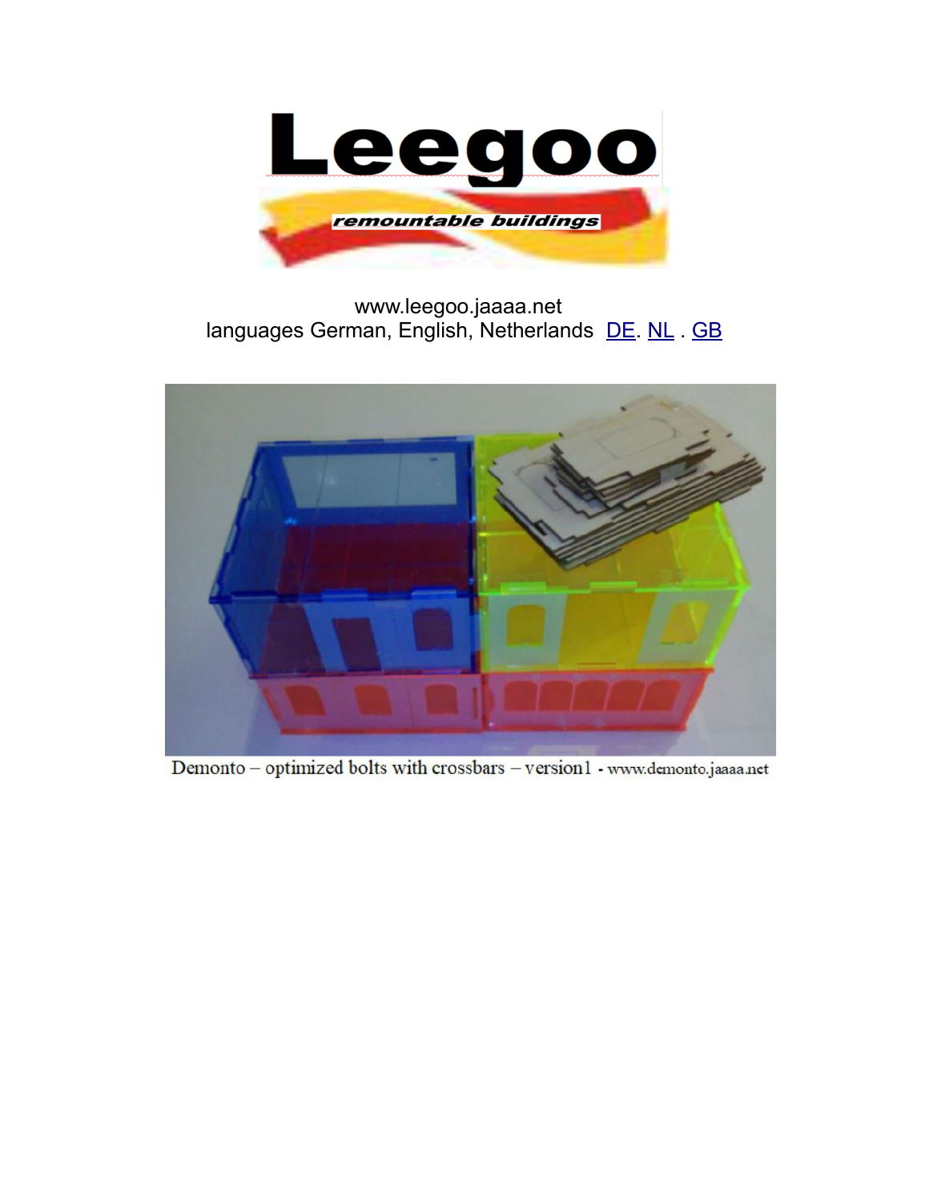# Leegoo

*remountable buildings*

www.leegoo.jaaaa.net
languages German, English, Netherlands DE. NL . GB

Demonto – optimized bolts with crossbars – version1 - www.demonto.jaaaa.net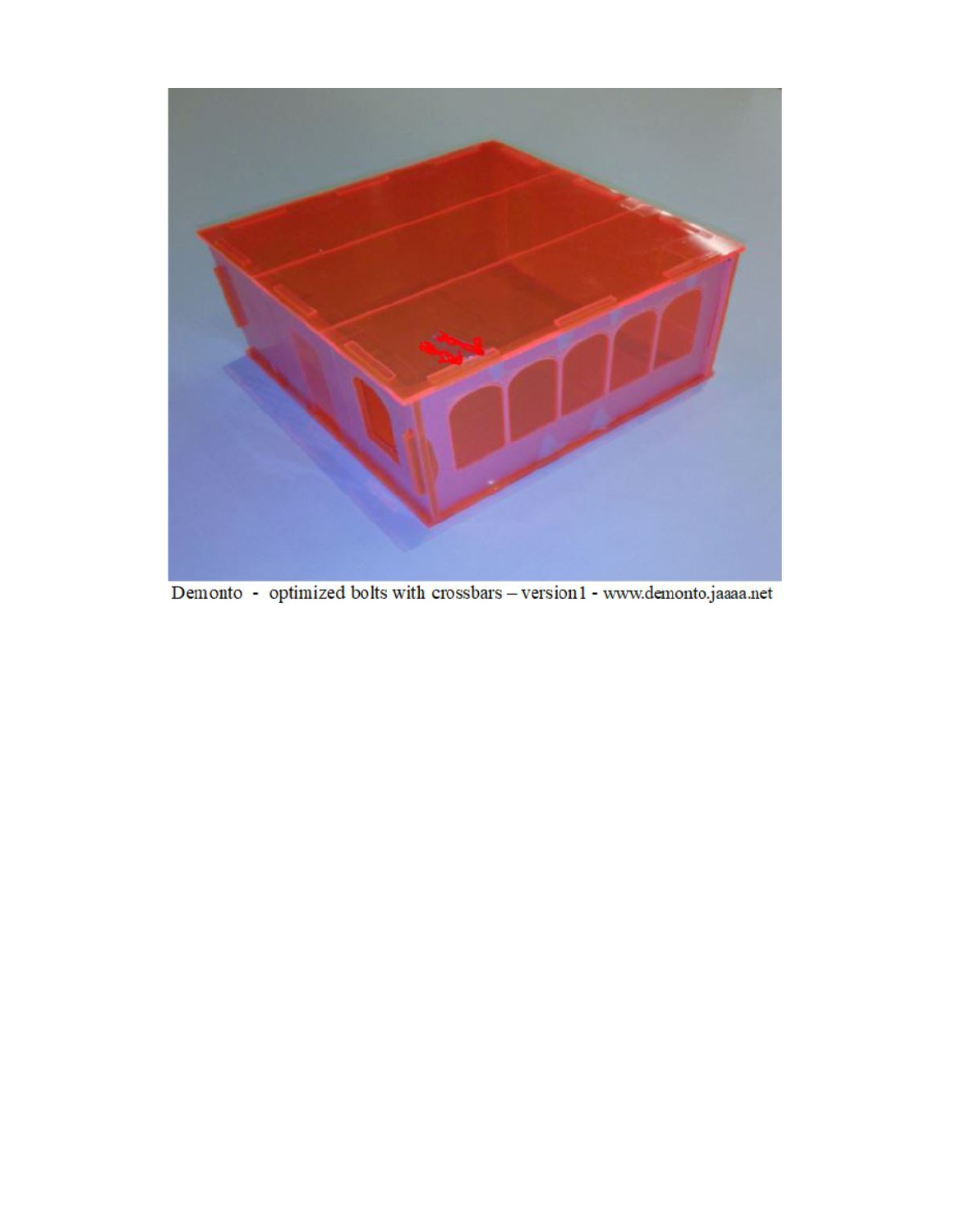Demonto - optimized bolts with crossbars – version1 - www.demonto.jaaaa.net